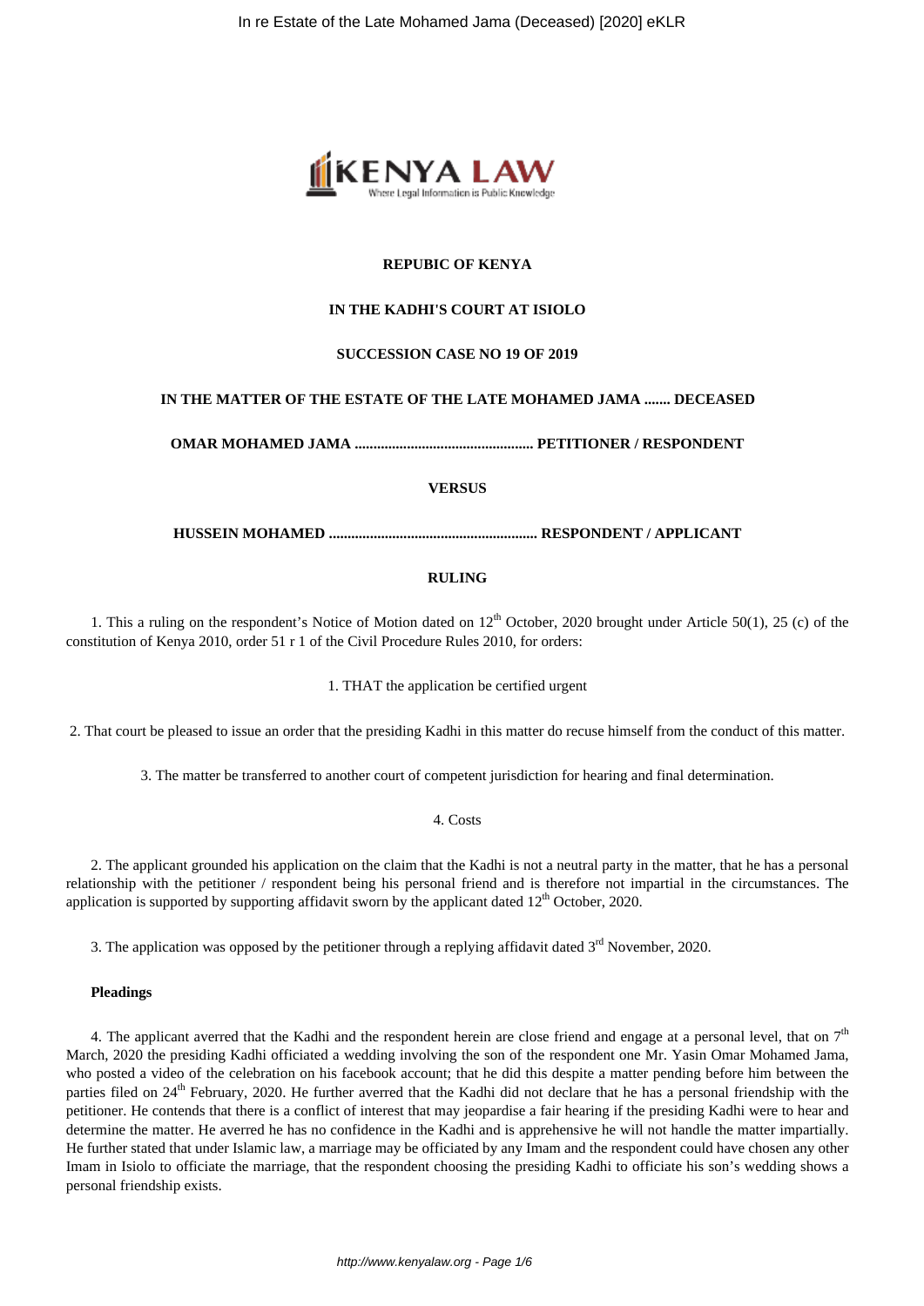**REPUBIC OF KENYA**

**IN THE KADHI'S COURT AT ISIOLO**

**SUCCESSION CASE NO 19 OF 2019**

**IN THE MATTER OF THE ESTATE OF THE LATE MOHAMED JAMA ....... DECEASED**

**OMAR MOHAMED JAMA ............................................... PETITIONER / RESPONDENT**

**VERSUS**

**HUSSEIN MOHAMED ....................................................... RESPONDENT / APPLICANT**

**RULING**

1. This a ruling on the respondent's Notice of Motion dated on 12th October, 2020 brought under Article 50(1), 25 (c) of the constitution of Kenya 2010, order 51 r 1 of the Civil Procedure Rules 2010, for orders:

1. THAT the application be certified urgent

2. That court be pleased to issue an order that the presiding Kadhi in this matter do recuse himself from the conduct of this matter.

3. The matter be transferred to another court of competent jurisdiction for hearing and final determination.

4. Costs

2. The applicant grounded his application on the claim that the Kadhi is not a neutral party in the matter, that he has a personal relationship with the petitioner / respondent being his personal friend and is therefore not impartial in the circumstances. The application is supported by supporting affidavit sworn by the applicant dated 12th October, 2020.

3. The application was opposed by the petitioner through a replying affidavit dated 3rd November, 2020.

**Pleadings**

4. The applicant averred that the Kadhi and the respondent herein are close friend and engage at a personal level, that on 7th March, 2020 the presiding Kadhi officiated a wedding involving the son of the respondent one Mr. Yasin Omar Mohamed Jama, who posted a video of the celebration on his facebook account; that he did this despite a matter pending before him between the parties filed on 24th February, 2020. He further averred that the Kadhi did not declare that he has a personal friendship with the petitioner. He contends that there is a conflict of interest that may jeopardise a fair hearing if the presiding Kadhi were to hear and determine the matter. He averred he has no confidence in the Kadhi and is apprehensive he will not handle the matter impartially. He further stated that under Islamic law, a marriage may be officiated by any Imam and the respondent could have chosen any other Imam in Isiolo to officiate the marriage, that the respondent choosing the presiding Kadhi to officiate his son's wedding shows a personal friendship exists.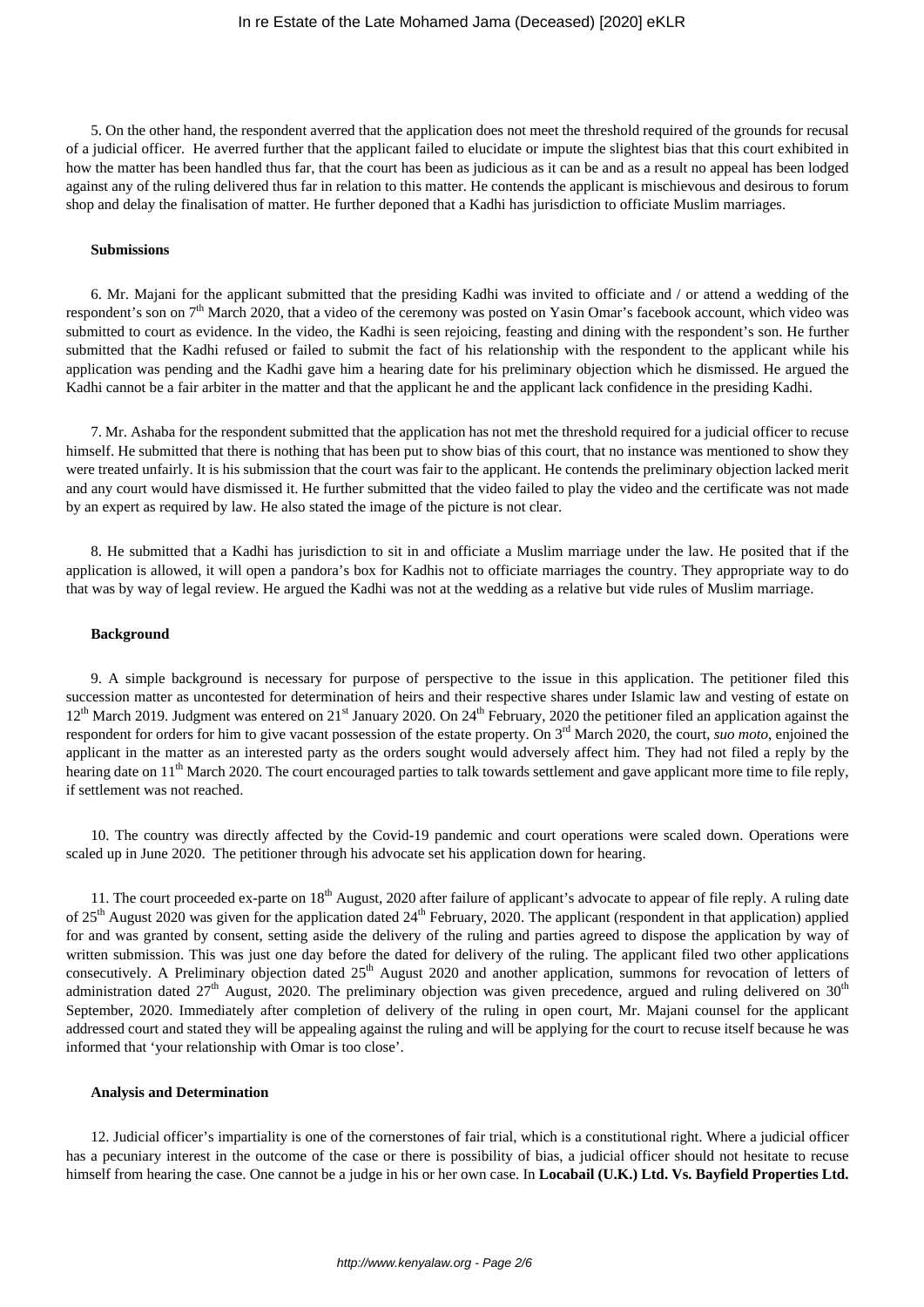5. On the other hand, the respondent averred that the application does not meet the threshold required of the grounds for recusal of a judicial officer. He averred further that the applicant failed to elucidate or impute the slightest bias that this court exhibited in how the matter has been handled thus far, that the court has been as judicious as it can be and as a result no appeal has been lodged against any of the ruling delivered thus far in relation to this matter. He contends the applicant is mischievous and desirous to forum shop and delay the finalisation of matter. He further deponed that a Kadhi has jurisdiction to officiate Muslim marriages.

**Submissions**

6. Mr. Majani for the applicant submitted that the presiding Kadhi was invited to officiate and / or attend a wedding of the respondent's son on 7th March 2020, that a video of the ceremony was posted on Yasin Omar's facebook account, which video was submitted to court as evidence. In the video, the Kadhi is seen rejoicing, feasting and dining with the respondent's son. He further submitted that the Kadhi refused or failed to submit the fact of his relationship with the respondent to the applicant while his application was pending and the Kadhi gave him a hearing date for his preliminary objection which he dismissed. He argued the Kadhi cannot be a fair arbiter in the matter and that the applicant he and the applicant lack confidence in the presiding Kadhi.

7. Mr. Ashaba for the respondent submitted that the application has not met the threshold required for a judicial officer to recuse himself. He submitted that there is nothing that has been put to show bias of this court, that no instance was mentioned to show they were treated unfairly. It is his submission that the court was fair to the applicant. He contends the preliminary objection lacked merit and any court would have dismissed it. He further submitted that the video failed to play the video and the certificate was not made by an expert as required by law. He also stated the image of the picture is not clear.

8. He submitted that a Kadhi has jurisdiction to sit in and officiate a Muslim marriage under the law. He posited that if the application is allowed, it will open a pandora's box for Kadhis not to officiate marriages the country. They appropriate way to do that was by way of legal review. He argued the Kadhi was not at the wedding as a relative but vide rules of Muslim marriage.

**Background**

9. A simple background is necessary for purpose of perspective to the issue in this application. The petitioner filed this succession matter as uncontested for determination of heirs and their respective shares under Islamic law and vesting of estate on 12th March 2019. Judgment was entered on 21st January 2020. On 24th February, 2020 the petitioner filed an application against the respondent for orders for him to give vacant possession of the estate property. On 3rd March 2020, the court, *suo moto*, enjoined the applicant in the matter as an interested party as the orders sought would adversely affect him. They had not filed a reply by the hearing date on 11th March 2020. The court encouraged parties to talk towards settlement and gave applicant more time to file reply, if settlement was not reached.

10. The country was directly affected by the Covid-19 pandemic and court operations were scaled down. Operations were scaled up in June 2020. The petitioner through his advocate set his application down for hearing.

11. The court proceeded ex-parte on 18th August, 2020 after failure of applicant's advocate to appear of file reply. A ruling date of 25th August 2020 was given for the application dated 24th February, 2020. The applicant (respondent in that application) applied for and was granted by consent, setting aside the delivery of the ruling and parties agreed to dispose the application by way of written submission. This was just one day before the dated for delivery of the ruling. The applicant filed two other applications consecutively. A Preliminary objection dated 25th August 2020 and another application, summons for revocation of letters of administration dated 27th August, 2020. The preliminary objection was given precedence, argued and ruling delivered on 30th September, 2020. Immediately after completion of delivery of the ruling in open court, Mr. Majani counsel for the applicant addressed court and stated they will be appealing against the ruling and will be applying for the court to recuse itself because he was informed that 'your relationship with Omar is too close'.

**Analysis and Determination**

12. Judicial officer's impartiality is one of the cornerstones of fair trial, which is a constitutional right. Where a judicial officer has a pecuniary interest in the outcome of the case or there is possibility of bias, a judicial officer should not hesitate to recuse himself from hearing the case. One cannot be a judge in his or her own case. In **Locabail (U.K.) Ltd. Vs. Bayfield Properties Ltd.**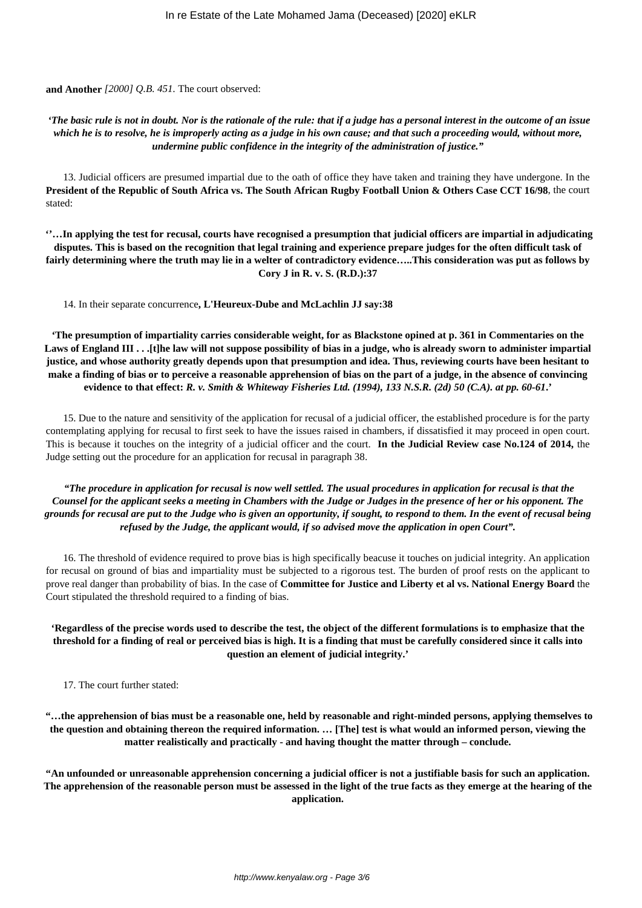**and Another** *[2000] Q.B. 451.* The court observed:

***'The basic rule is not in doubt. Nor is the rationale of the rule: that if a judge has a personal interest in the outcome of an issue which he is to resolve, he is improperly acting as a judge in his own cause; and that such a proceeding would, without more, undermine public confidence in the integrity of the administration of justice."***

13. Judicial officers are presumed impartial due to the oath of office they have taken and training they have undergone. In the **President of the Republic of South Africa vs. The South African Rugby Football Union & Others Case CCT 16/98**, the court stated:

**''…In applying the test for recusal, courts have recognised a presumption that judicial officers are impartial in adjudicating disputes. This is based on the recognition that legal training and experience prepare judges for the often difficult task of fairly determining where the truth may lie in a welter of contradictory evidence…..This consideration was put as follows by Cory J in R. v. S. (R.D.):37**

14. In their separate concurrence**, L'Heureux-Dube and McLachlin JJ say:38**

**'The presumption of impartiality carries considerable weight, for as Blackstone opined at p. 361 in Commentaries on the Laws of England III . . .[t]he law will not suppose possibility of bias in a judge, who is already sworn to administer impartial justice, and whose authority greatly depends upon that presumption and idea. Thus, reviewing courts have been hesitant to make a finding of bias or to perceive a reasonable apprehension of bias on the part of a judge, in the absence of convincing evidence to that effect:** ***R. v. Smith & Whiteway Fisheries Ltd. (1994), 133 N.S.R. (2d) 50 (C.A). at pp. 60-61*****.'**

15. Due to the nature and sensitivity of the application for recusal of a judicial officer, the established procedure is for the party contemplating applying for recusal to first seek to have the issues raised in chambers, if dissatisfied it may proceed in open court. This is because it touches on the integrity of a judicial officer and the court. **In the Judicial Review case No.124 of 2014,** the Judge setting out the procedure for an application for recusal in paragraph 38.

***"The procedure in application for recusal is now well settled. The usual procedures in application for recusal is that the Counsel for the applicant seeks a meeting in Chambers with the Judge or Judges in the presence of her or his opponent. The grounds for recusal are put to the Judge who is given an opportunity, if sought, to respond to them. In the event of recusal being refused by the Judge, the applicant would, if so advised move the application in open Court".***

16. The threshold of evidence required to prove bias is high specifically beacuse it touches on judicial integrity. An application for recusal on ground of bias and impartiality must be subjected to a rigorous test. The burden of proof rests on the applicant to prove real danger than probability of bias. In the case of **Committee for Justice and Liberty et al vs. National Energy Board** the Court stipulated the threshold required to a finding of bias.

**'Regardless of the precise words used to describe the test, the object of the different formulations is to emphasize that the threshold for a finding of real or perceived bias is high. It is a finding that must be carefully considered since it calls into question an element of judicial integrity.'**

17. The court further stated:

**"…the apprehension of bias must be a reasonable one, held by reasonable and right-minded persons, applying themselves to the question and obtaining thereon the required information. … [The] test is what would an informed person, viewing the matter realistically and practically - and having thought the matter through – conclude.**

**"An unfounded or unreasonable apprehension concerning a judicial officer is not a justifiable basis for such an application. The apprehension of the reasonable person must be assessed in the light of the true facts as they emerge at the hearing of the application.**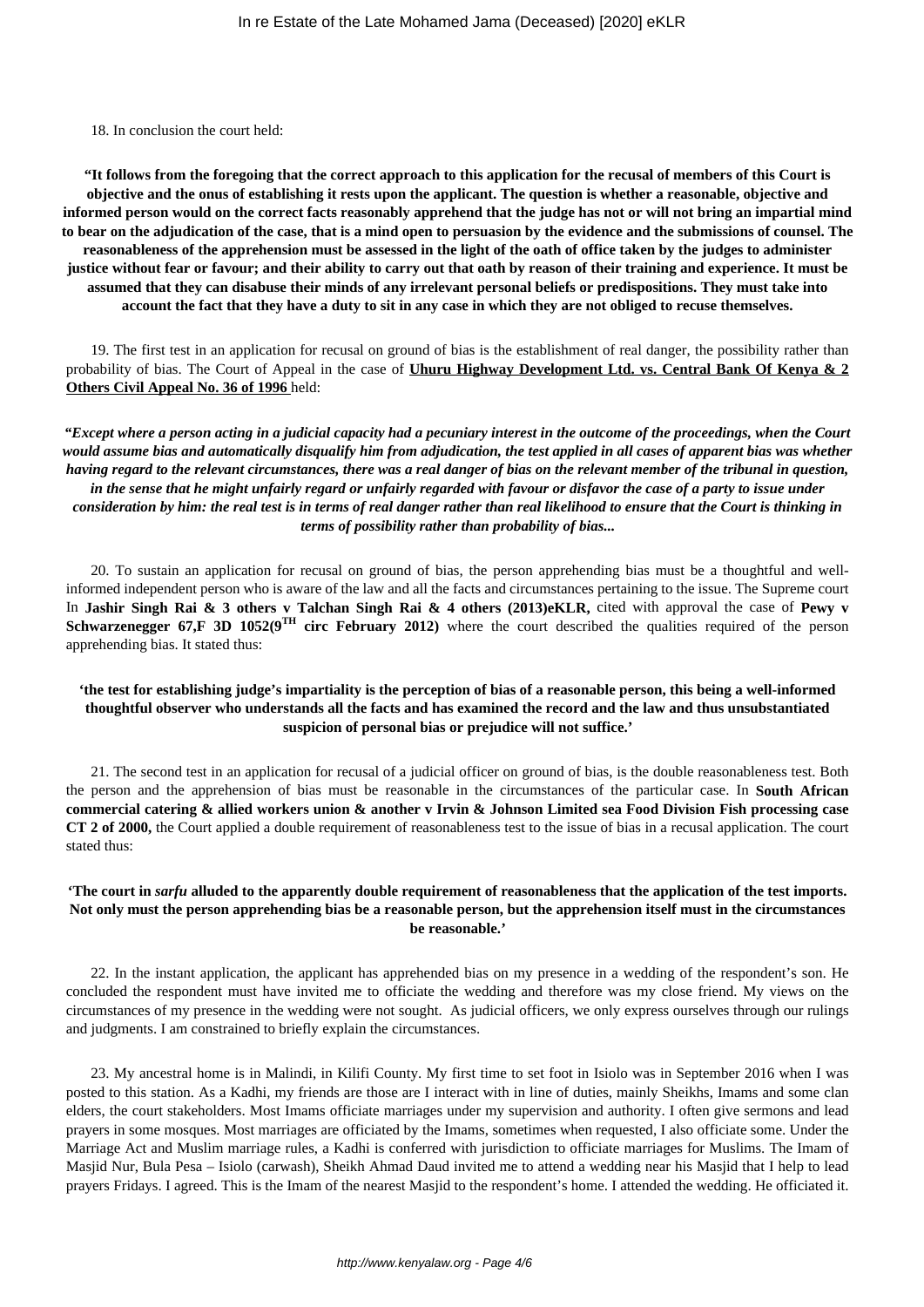18. In conclusion the court held:

**"It follows from the foregoing that the correct approach to this application for the recusal of members of this Court is objective and the onus of establishing it rests upon the applicant. The question is whether a reasonable, objective and informed person would on the correct facts reasonably apprehend that the judge has not or will not bring an impartial mind to bear on the adjudication of the case, that is a mind open to persuasion by the evidence and the submissions of counsel. The reasonableness of the apprehension must be assessed in the light of the oath of office taken by the judges to administer justice without fear or favour; and their ability to carry out that oath by reason of their training and experience. It must be assumed that they can disabuse their minds of any irrelevant personal beliefs or predispositions. They must take into account the fact that they have a duty to sit in any case in which they are not obliged to recuse themselves.**

19. The first test in an application for recusal on ground of bias is the establishment of real danger, the possibility rather than probability of bias. The Court of Appeal in the case of **Uhuru Highway Development Ltd. vs. Central Bank Of Kenya & 2 Others Civil Appeal No. 36 of 1996** held:

***"Except where a person acting in a judicial capacity had a pecuniary interest in the outcome of the proceedings, when the Court would assume bias and automatically disqualify him from adjudication, the test applied in all cases of apparent bias was whether having regard to the relevant circumstances, there was a real danger of bias on the relevant member of the tribunal in question, in the sense that he might unfairly regard or unfairly regarded with favour or disfavor the case of a party to issue under consideration by him: the real test is in terms of real danger rather than real likelihood to ensure that the Court is thinking in terms of possibility rather than probability of bias...***

20. To sustain an application for recusal on ground of bias, the person apprehending bias must be a thoughtful and well-informed independent person who is aware of the law and all the facts and circumstances pertaining to the issue. The Supreme court In **Jashir Singh Rai & 3 others v Talchan Singh Rai & 4 others (2013)eKLR,** cited with approval the case of **Pewy v Schwarzenegger 67,F 3D 1052(9TH circ February 2012)** where the court described the qualities required of the person apprehending bias. It stated thus:

**'the test for establishing judge's impartiality is the perception of bias of a reasonable person, this being a well-informed thoughtful observer who understands all the facts and has examined the record and the law and thus unsubstantiated suspicion of personal bias or prejudice will not suffice.'**

21. The second test in an application for recusal of a judicial officer on ground of bias, is the double reasonableness test. Both the person and the apprehension of bias must be reasonable in the circumstances of the particular case. In **South African commercial catering & allied workers union & another v Irvin & Johnson Limited sea Food Division Fish processing case CT 2 of 2000,** the Court applied a double requirement of reasonableness test to the issue of bias in a recusal application. The court stated thus:

**'The court in *sarfu* alluded to the apparently double requirement of reasonableness that the application of the test imports. Not only must the person apprehending bias be a reasonable person, but the apprehension itself must in the circumstances be reasonable.'**

22. In the instant application, the applicant has apprehended bias on my presence in a wedding of the respondent's son. He concluded the respondent must have invited me to officiate the wedding and therefore was my close friend. My views on the circumstances of my presence in the wedding were not sought. As judicial officers, we only express ourselves through our rulings and judgments. I am constrained to briefly explain the circumstances.

23. My ancestral home is in Malindi, in Kilifi County. My first time to set foot in Isiolo was in September 2016 when I was posted to this station. As a Kadhi, my friends are those are I interact with in line of duties, mainly Sheikhs, Imams and some clan elders, the court stakeholders. Most Imams officiate marriages under my supervision and authority. I often give sermons and lead prayers in some mosques. Most marriages are officiated by the Imams, sometimes when requested, I also officiate some. Under the Marriage Act and Muslim marriage rules, a Kadhi is conferred with jurisdiction to officiate marriages for Muslims. The Imam of Masjid Nur, Bula Pesa – Isiolo (carwash), Sheikh Ahmad Daud invited me to attend a wedding near his Masjid that I help to lead prayers Fridays. I agreed. This is the Imam of the nearest Masjid to the respondent's home. I attended the wedding. He officiated it.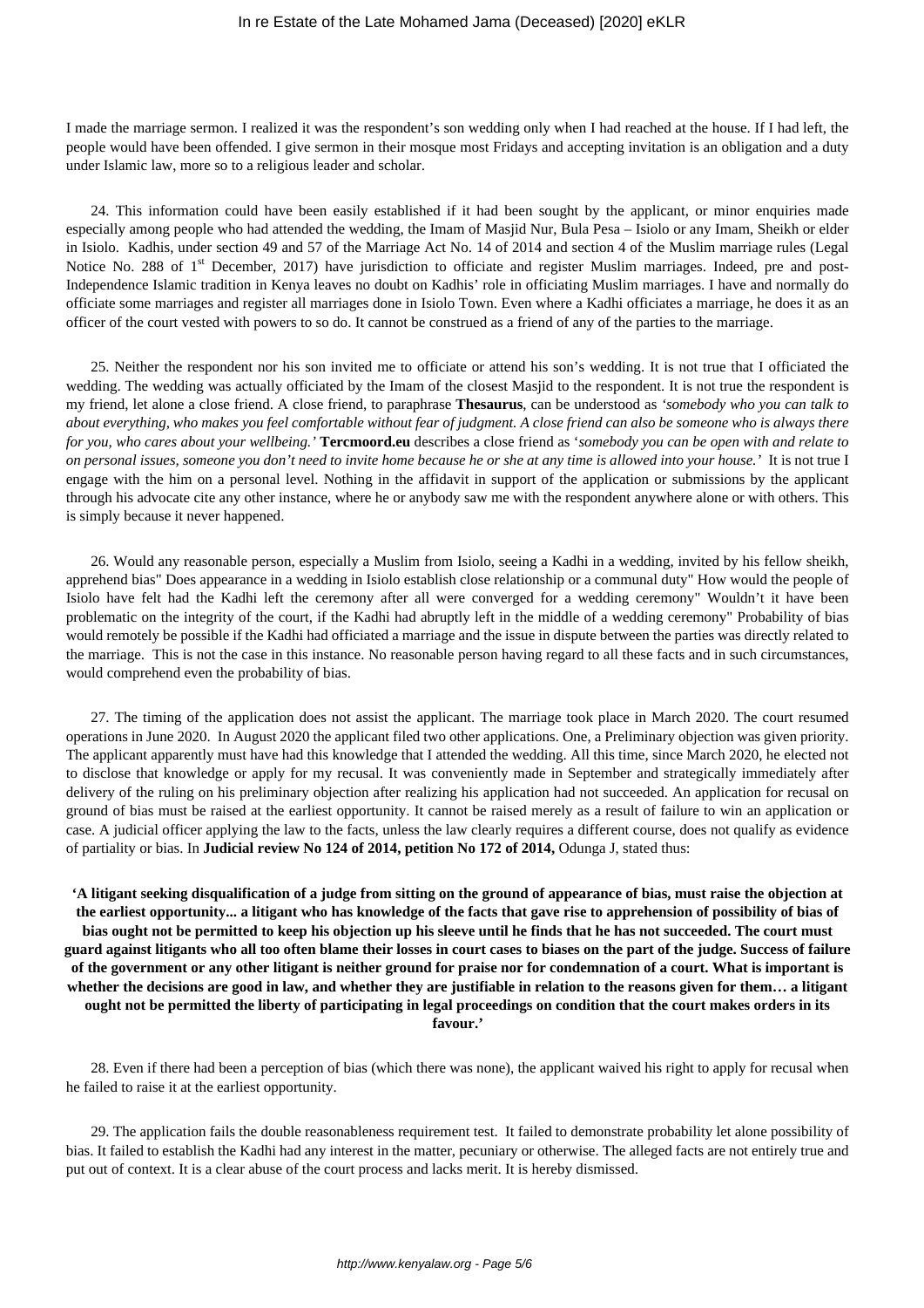I made the marriage sermon. I realized it was the respondent's son wedding only when I had reached at the house. If I had left, the people would have been offended. I give sermon in their mosque most Fridays and accepting invitation is an obligation and a duty under Islamic law, more so to a religious leader and scholar.

24. This information could have been easily established if it had been sought by the applicant, or minor enquiries made especially among people who had attended the wedding, the Imam of Masjid Nur, Bula Pesa – Isiolo or any Imam, Sheikh or elder in Isiolo. Kadhis, under section 49 and 57 of the Marriage Act No. 14 of 2014 and section 4 of the Muslim marriage rules (Legal Notice No. 288 of 1st December, 2017) have jurisdiction to officiate and register Muslim marriages. Indeed, pre and post-Independence Islamic tradition in Kenya leaves no doubt on Kadhis' role in officiating Muslim marriages. I have and normally do officiate some marriages and register all marriages done in Isiolo Town. Even where a Kadhi officiates a marriage, he does it as an officer of the court vested with powers to so do. It cannot be construed as a friend of any of the parties to the marriage.

25. Neither the respondent nor his son invited me to officiate or attend his son's wedding. It is not true that I officiated the wedding. The wedding was actually officiated by the Imam of the closest Masjid to the respondent. It is not true the respondent is my friend, let alone a close friend. A close friend, to paraphrase **Thesaurus**, can be understood as *'somebody who you can talk to about everything, who makes you feel comfortable without fear of judgment. A close friend can also be someone who is always there for you, who cares about your wellbeing.'* **Tercmoord.eu** describes a close friend as '*somebody you can be open with and relate to on personal issues, someone you don't need to invite home because he or she at any time is allowed into your house.'* It is not true I engage with the him on a personal level. Nothing in the affidavit in support of the application or submissions by the applicant through his advocate cite any other instance, where he or anybody saw me with the respondent anywhere alone or with others. This is simply because it never happened.

26. Would any reasonable person, especially a Muslim from Isiolo, seeing a Kadhi in a wedding, invited by his fellow sheikh, apprehend bias" Does appearance in a wedding in Isiolo establish close relationship or a communal duty" How would the people of Isiolo have felt had the Kadhi left the ceremony after all were converged for a wedding ceremony" Wouldn't it have been problematic on the integrity of the court, if the Kadhi had abruptly left in the middle of a wedding ceremony" Probability of bias would remotely be possible if the Kadhi had officiated a marriage and the issue in dispute between the parties was directly related to the marriage. This is not the case in this instance. No reasonable person having regard to all these facts and in such circumstances, would comprehend even the probability of bias.

27. The timing of the application does not assist the applicant. The marriage took place in March 2020. The court resumed operations in June 2020. In August 2020 the applicant filed two other applications. One, a Preliminary objection was given priority. The applicant apparently must have had this knowledge that I attended the wedding. All this time, since March 2020, he elected not to disclose that knowledge or apply for my recusal. It was conveniently made in September and strategically immediately after delivery of the ruling on his preliminary objection after realizing his application had not succeeded. An application for recusal on ground of bias must be raised at the earliest opportunity. It cannot be raised merely as a result of failure to win an application or case. A judicial officer applying the law to the facts, unless the law clearly requires a different course, does not qualify as evidence of partiality or bias. In **Judicial review No 124 of 2014, petition No 172 of 2014,** Odunga J, stated thus:

**'A litigant seeking disqualification of a judge from sitting on the ground of appearance of bias, must raise the objection at the earliest opportunity... a litigant who has knowledge of the facts that gave rise to apprehension of possibility of bias of bias ought not be permitted to keep his objection up his sleeve until he finds that he has not succeeded. The court must guard against litigants who all too often blame their losses in court cases to biases on the part of the judge. Success of failure of the government or any other litigant is neither ground for praise nor for condemnation of a court. What is important is whether the decisions are good in law, and whether they are justifiable in relation to the reasons given for them… a litigant ought not be permitted the liberty of participating in legal proceedings on condition that the court makes orders in its favour.'**

28. Even if there had been a perception of bias (which there was none), the applicant waived his right to apply for recusal when he failed to raise it at the earliest opportunity.

29. The application fails the double reasonableness requirement test. It failed to demonstrate probability let alone possibility of bias. It failed to establish the Kadhi had any interest in the matter, pecuniary or otherwise. The alleged facts are not entirely true and put out of context. It is a clear abuse of the court process and lacks merit. It is hereby dismissed.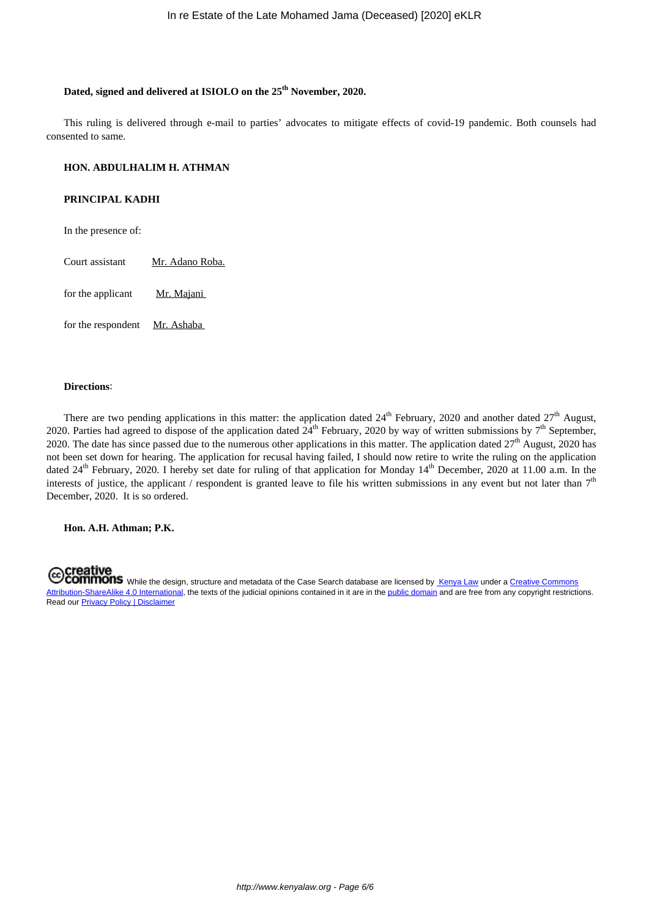**Dated, signed and delivered at ISIOLO on the 25th November, 2020.**

This ruling is delivered through e-mail to parties' advocates to mitigate effects of covid-19 pandemic. Both counsels had consented to same.

**HON. ABDULHALIM H. ATHMAN**

**PRINCIPAL KADHI**

In the presence of:

Court assistant Mr. Adano Roba.

for the applicant Mr. Majani

for the respondent Mr. Ashaba

**Directions**:

There are two pending applications in this matter: the application dated 24th February, 2020 and another dated 27th August, 2020. Parties had agreed to dispose of the application dated 24th February, 2020 by way of written submissions by 7th September, 2020. The date has since passed due to the numerous other applications in this matter. The application dated 27th August, 2020 has not been set down for hearing. The application for recusal having failed, I should now retire to write the ruling on the application dated 24th February, 2020. I hereby set date for ruling of that application for Monday 14th December, 2020 at 11.00 a.m. In the interests of justice, the applicant / respondent is granted leave to file his written submissions in any event but not later than 7th December, 2020. It is so ordered.

**Hon. A.H. Athman; P.K.**

While the design, structure and metadata of the Case Search database are licensed by Kenya Law under a Creative Commons Attribution-ShareAlike 4.0 International, the texts of the judicial opinions contained in it are in the public domain and are free from any copyright restrictions. Read our Privacy Policy | Disclaimer